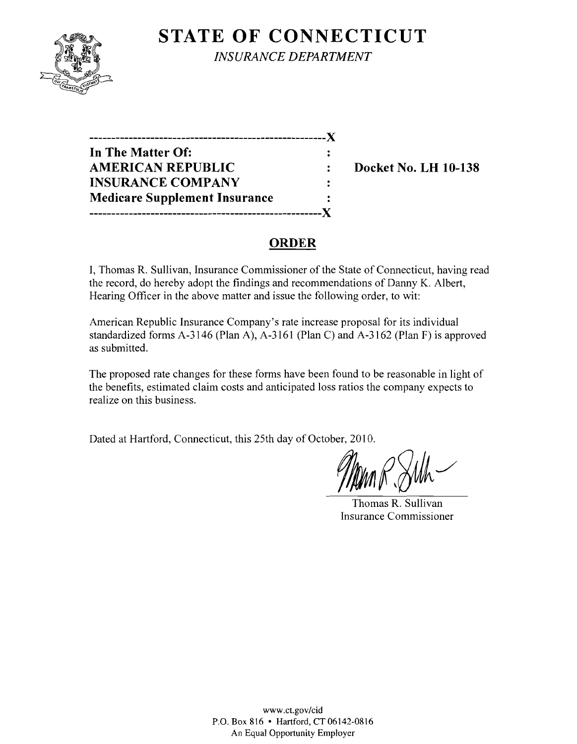# STATE OF CONNECTICUT

*INSURANCE DEPARTMENT*

---

**In The Matter Of:**
**AMERICAN REPUBLIC INSURANCE COMPANY**
**Medicare Supplement Insurance**

**Docket No. LH 10-138**

---

## ORDER

I, Thomas R. Sullivan, Insurance Commissioner of the State of Connecticut, having read the record, do hereby adopt the findings and recommendations of Danny K. Albert, Hearing Officer in the above matter and issue the following order, to wit:

American Republic Insurance Company's rate increase proposal for its individual standardized forms A-3146 (Plan A), A-3161 (Plan C) and A-3162 (Plan F) is approved as submitted.

The proposed rate changes for these forms have been found to be reasonable in light of the benefits, estimated claim costs and anticipated loss ratios the company expects to realize on this business.

Dated at Hartford, Connecticut, this 25th day of October, 2010.

Thomas R. Sullivan
Insurance Commissioner

www.ct.gov/cid
P.O. Box 816 • Hartford, CT 06142-0816
An Equal Opportunity Employer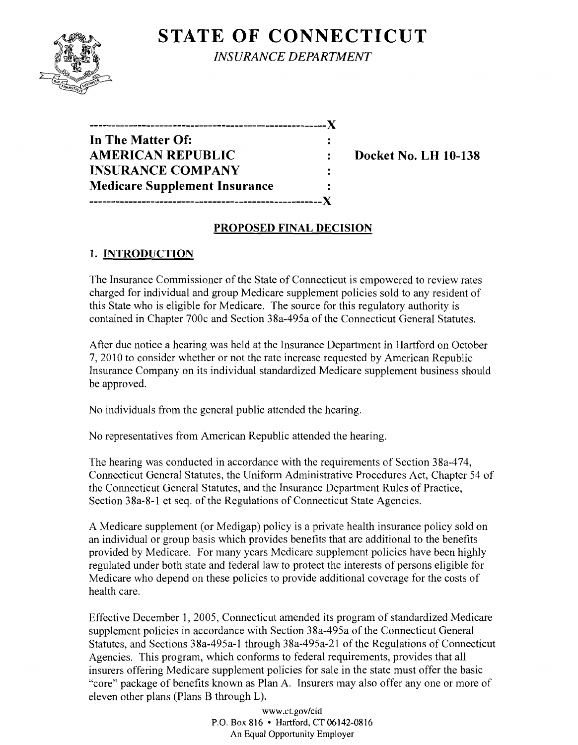# STATE OF CONNECTICUT

*INSURANCE DEPARTMENT*

```
-----------------------------------------------------X
In The Matter Of:                                     :
AMERICAN REPUBLIC                                     :     Docket No. LH 10-138
INSURANCE COMPANY                                     :
Medicare Supplement Insurance                         :
-----------------------------------------------------X
```

**In The Matter Of:**
**AMERICAN REPUBLIC INSURANCE COMPANY**
**Medicare Supplement Insurance**

**Docket No. LH 10-138**

## PROPOSED FINAL DECISION

### 1. INTRODUCTION

The Insurance Commissioner of the State of Connecticut is empowered to review rates charged for individual and group Medicare supplement policies sold to any resident of this State who is eligible for Medicare. The source for this regulatory authority is contained in Chapter 700c and Section 38a-495a of the Connecticut General Statutes.

After due notice a hearing was held at the Insurance Department in Hartford on October 7, 2010 to consider whether or not the rate increase requested by American Republic Insurance Company on its individual standardized Medicare supplement business should be approved.

No individuals from the general public attended the hearing.

No representatives from American Republic attended the hearing.

The hearing was conducted in accordance with the requirements of Section 38a-474, Connecticut General Statutes, the Uniform Administrative Procedures Act, Chapter 54 of the Connecticut General Statutes, and the Insurance Department Rules of Practice, Section 38a-8-1 et seq. of the Regulations of Connecticut State Agencies.

A Medicare supplement (or Medigap) policy is a private health insurance policy sold on an individual or group basis which provides benefits that are additional to the benefits provided by Medicare. For many years Medicare supplement policies have been highly regulated under both state and federal law to protect the interests of persons eligible for Medicare who depend on these policies to provide additional coverage for the costs of health care.

Effective December 1, 2005, Connecticut amended its program of standardized Medicare supplement policies in accordance with Section 38a-495a of the Connecticut General Statutes, and Sections 38a-495a-1 through 38a-495a-21 of the Regulations of Connecticut Agencies. This program, which conforms to federal requirements, provides that all insurers offering Medicare supplement policies for sale in the state must offer the basic "core" package of benefits known as Plan A. Insurers may also offer any one or more of eleven other plans (Plans B through L).

www.ct.gov/cid
P.O. Box 816 • Hartford, CT 06142-0816
An Equal Opportunity Employer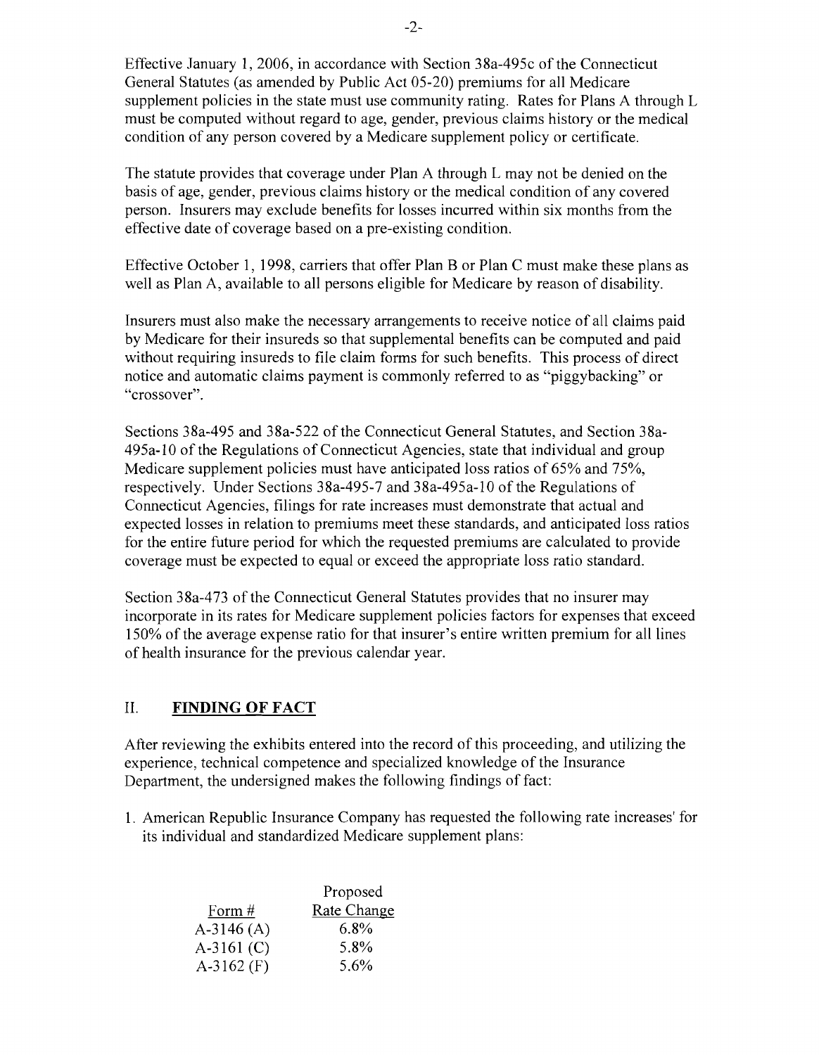Effective January 1, 2006, in accordance with Section 38a-495c of the Connecticut General Statutes (as amended by Public Act 05-20) premiums for all Medicare supplement policies in the state must use community rating. Rates for Plans A through L must be computed without regard to age, gender, previous claims history or the medical condition of any person covered by a Medicare supplement policy or certificate.

The statute provides that coverage under Plan A through L may not be denied on the basis of age, gender, previous claims history or the medical condition of any covered person. Insurers may exclude benefits for losses incurred within six months from the effective date of coverage based on a pre-existing condition.

Effective October 1, 1998, carriers that offer Plan B or Plan C must make these plans as well as Plan A, available to all persons eligible for Medicare by reason of disability.

Insurers must also make the necessary arrangements to receive notice of all claims paid by Medicare for their insureds so that supplemental benefits can be computed and paid without requiring insureds to file claim forms for such benefits. This process of direct notice and automatic claims payment is commonly referred to as "piggybacking" or "crossover".

Sections 38a-495 and 38a-522 of the Connecticut General Statutes, and Section 38a-495a-10 of the Regulations of Connecticut Agencies, state that individual and group Medicare supplement policies must have anticipated loss ratios of 65% and 75%, respectively. Under Sections 38a-495-7 and 38a-495a-10 of the Regulations of Connecticut Agencies, filings for rate increases must demonstrate that actual and expected losses in relation to premiums meet these standards, and anticipated loss ratios for the entire future period for which the requested premiums are calculated to provide coverage must be expected to equal or exceed the appropriate loss ratio standard.

Section 38a-473 of the Connecticut General Statutes provides that no insurer may incorporate in its rates for Medicare supplement policies factors for expenses that exceed 150% of the average expense ratio for that insurer's entire written premium for all lines of health insurance for the previous calendar year.

## II. FINDING OF FACT

After reviewing the exhibits entered into the record of this proceeding, and utilizing the experience, technical competence and specialized knowledge of the Insurance Department, the undersigned makes the following findings of fact:

1. American Republic Insurance Company has requested the following rate increases' for its individual and standardized Medicare supplement plans:

| Form # | Proposed Rate Change |
|---|---|
| A-3146 (A) | 6.8% |
| A-3161 (C) | 5.8% |
| A-3162 (F) | 5.6% |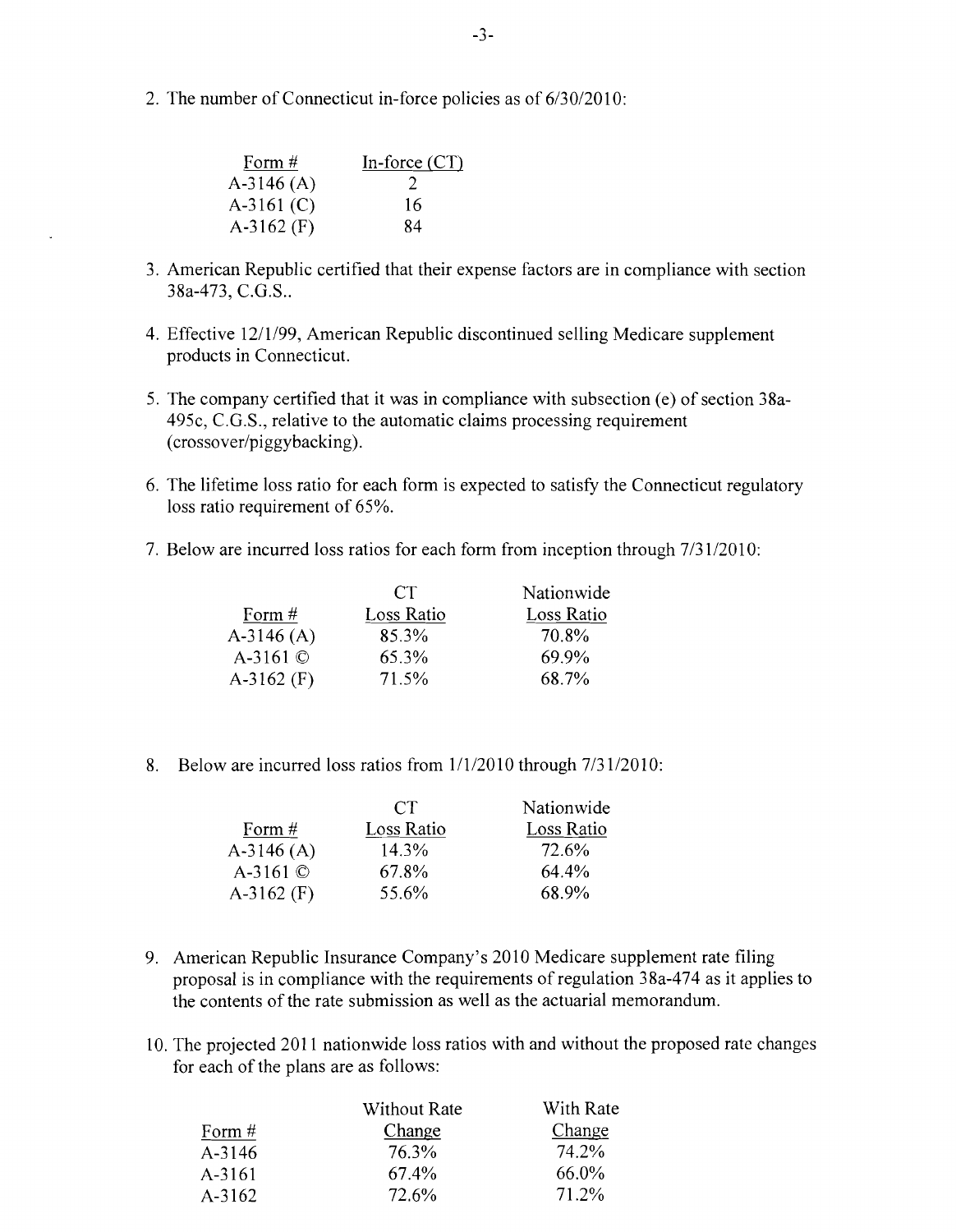2. The number of Connecticut in-force policies as of 6/30/2010:

| Form # | In-force (CT) |
|---|---|
| A-3146 (A) | 2 |
| A-3161 (C) | 16 |
| A-3162 (F) | 84 |

3. American Republic certified that their expense factors are in compliance with section 38a-473, C.G.S..

4. Effective 12/1/99, American Republic discontinued selling Medicare supplement products in Connecticut.

5. The company certified that it was in compliance with subsection (e) of section 38a-495c, C.G.S., relative to the automatic claims processing requirement (crossover/piggybacking).

6. The lifetime loss ratio for each form is expected to satisfy the Connecticut regulatory loss ratio requirement of 65%.

7. Below are incurred loss ratios for each form from inception through 7/31/2010:

| Form # | CT Loss Ratio | Nationwide Loss Ratio |
|---|---|---|
| A-3146 (A) | 85.3% | 70.8% |
| A-3161 © | 65.3% | 69.9% |
| A-3162 (F) | 71.5% | 68.7% |

8. Below are incurred loss ratios from 1/1/2010 through 7/31/2010:

| Form # | CT Loss Ratio | Nationwide Loss Ratio |
|---|---|---|
| A-3146 (A) | 14.3% | 72.6% |
| A-3161 © | 67.8% | 64.4% |
| A-3162 (F) | 55.6% | 68.9% |

9. American Republic Insurance Company's 2010 Medicare supplement rate filing proposal is in compliance with the requirements of regulation 38a-474 as it applies to the contents of the rate submission as well as the actuarial memorandum.

10. The projected 2011 nationwide loss ratios with and without the proposed rate changes for each of the plans are as follows:

| Form # | Without Rate Change | With Rate Change |
|---|---|---|
| A-3146 | 76.3% | 74.2% |
| A-3161 | 67.4% | 66.0% |
| A-3162 | 72.6% | 71.2% |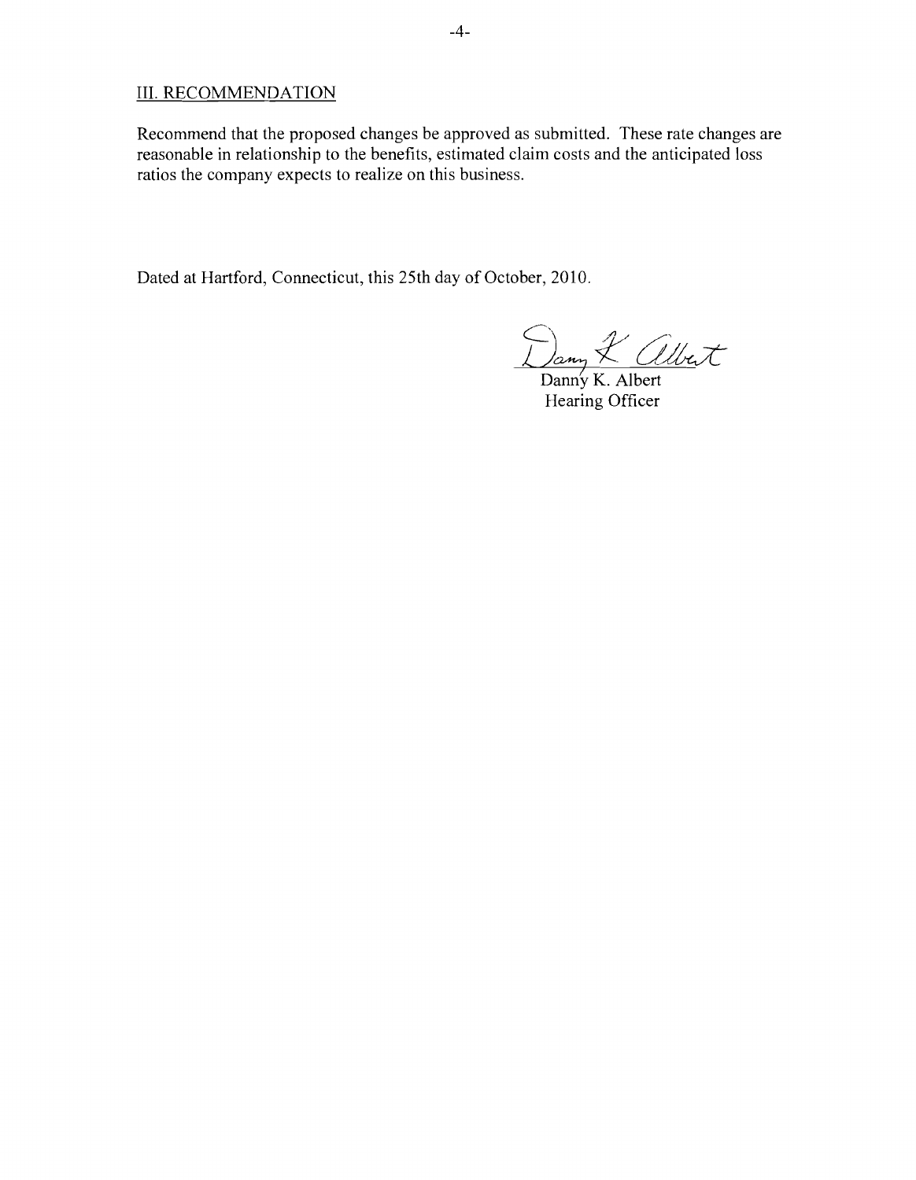## III. RECOMMENDATION

Recommend that the proposed changes be approved as submitted. These rate changes are reasonable in relationship to the benefits, estimated claim costs and the anticipated loss ratios the company expects to realize on this business.

Dated at Hartford, Connecticut, this 25th day of October, 2010.

Danny K. Albert
Hearing Officer